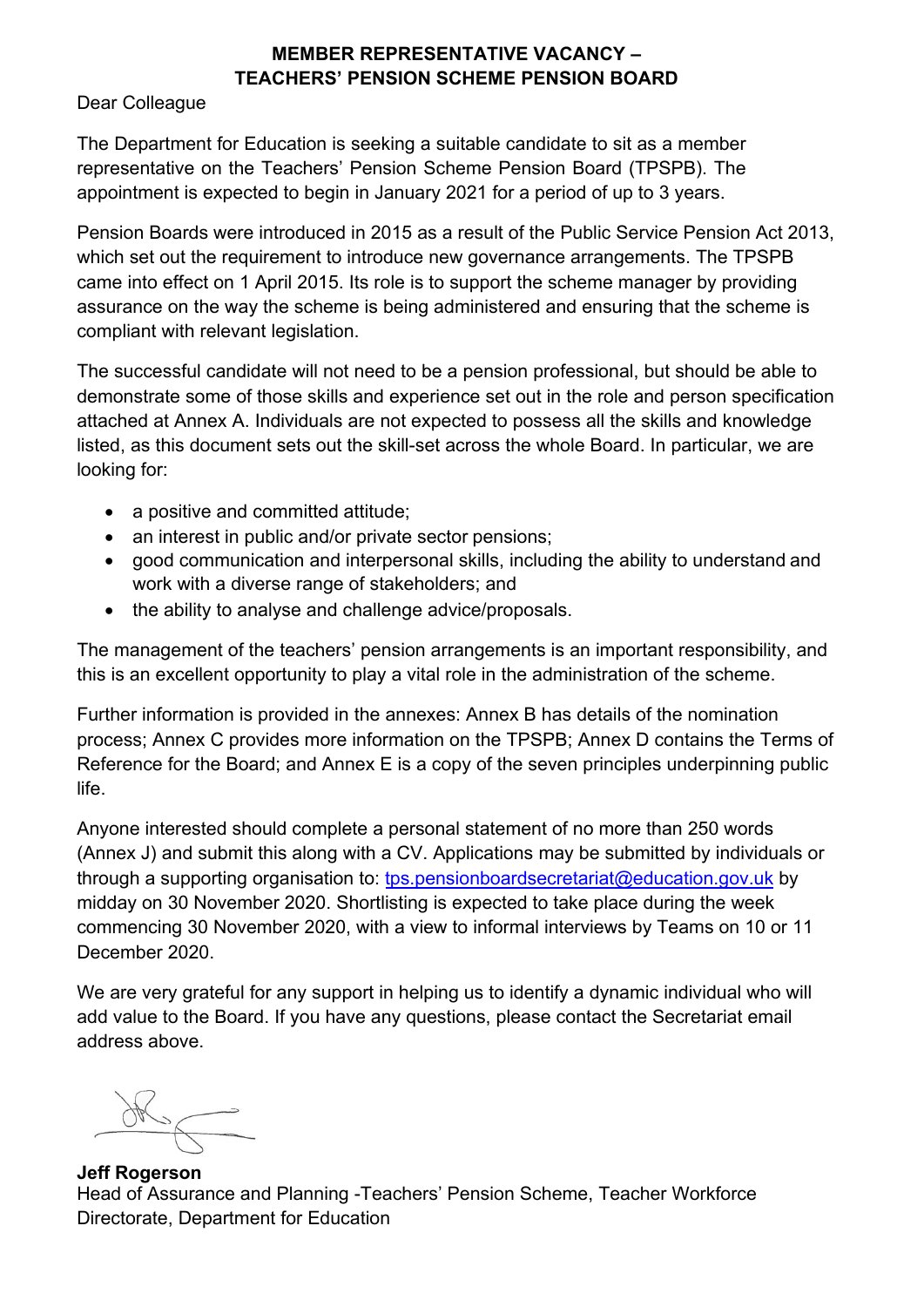## MEMBER REPRESENTATIVE VACANCY – TEACHERS' PENSION SCHEME PENSION BOARD

Dear Colleague

The Department for Education is seeking a suitable candidate to sit as a member representative on the Teachers' Pension Scheme Pension Board (TPSPB). The appointment is expected to begin in January 2021 for a period of up to 3 years.

Pension Boards were introduced in 2015 as a result of the Public Service Pension Act 2013, which set out the requirement to introduce new governance arrangements. The TPSPB came into effect on 1 April 2015. Its role is to support the scheme manager by providing assurance on the way the scheme is being administered and ensuring that the scheme is compliant with relevant legislation.

The successful candidate will not need to be a pension professional, but should be able to demonstrate some of those skills and experience set out in the role and person specification attached at Annex A. Individuals are not expected to possess all the skills and knowledge listed, as this document sets out the skill-set across the whole Board. In particular, we are looking for:

- a positive and committed attitude;
- an interest in public and/or private sector pensions;
- good communication and interpersonal skills, including the ability to understand and work with a diverse range of stakeholders; and
- the ability to analyse and challenge advice/proposals.

The management of the teachers' pension arrangements is an important responsibility, and this is an excellent opportunity to play a vital role in the administration of the scheme.

Further information is provided in the annexes: Annex B has details of the nomination process; Annex C provides more information on the TPSPB; Annex D contains the Terms of Reference for the Board; and Annex E is a copy of the seven principles underpinning public life.

Anyone interested should complete a personal statement of no more than 250 words (Annex J) and submit this along with a CV. Applications may be submitted by individuals or through a supporting organisation to: tps.pensionboardsecretariat@education.gov.uk by midday on 30 November 2020. Shortlisting is expected to take place during the week commencing 30 November 2020, with a view to informal interviews by Teams on 10 or 11 December 2020.

We are very grateful for any support in helping us to identify a dynamic individual who will add value to the Board. If you have any questions, please contact the Secretariat email address above.

**Jeff Rogerson**
Head of Assurance and Planning -Teachers' Pension Scheme, Teacher Workforce Directorate, Department for Education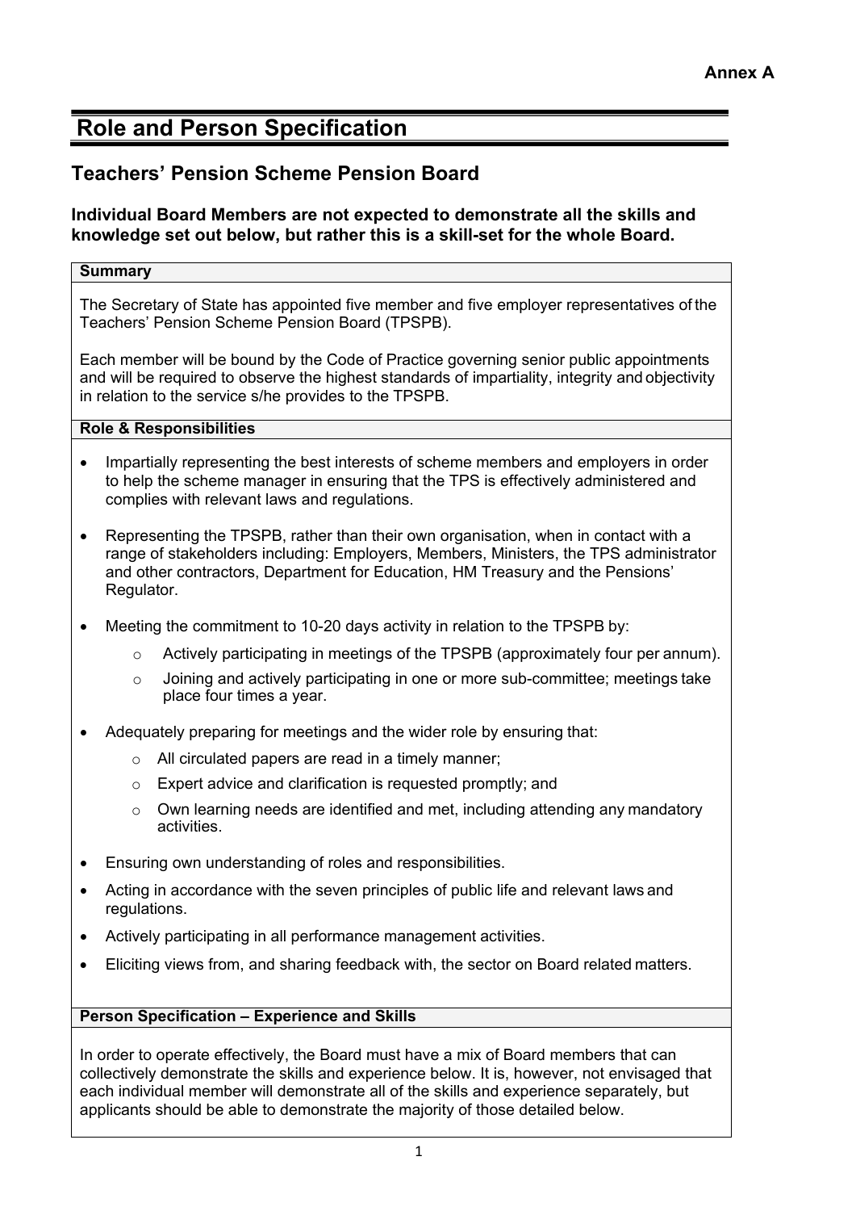**Annex A**

# Role and Person Specification

## Teachers' Pension Scheme Pension Board

### Individual Board Members are not expected to demonstrate all the skills and knowledge set out below, but rather this is a skill-set for the whole Board.

**Summary**

The Secretary of State has appointed five member and five employer representatives of the Teachers' Pension Scheme Pension Board (TPSPB).

Each member will be bound by the Code of Practice governing senior public appointments and will be required to observe the highest standards of impartiality, integrity and objectivity in relation to the service s/he provides to the TPSPB.

**Role & Responsibilities**

- Impartially representing the best interests of scheme members and employers in order to help the scheme manager in ensuring that the TPS is effectively administered and complies with relevant laws and regulations.
- Representing the TPSPB, rather than their own organisation, when in contact with a range of stakeholders including: Employers, Members, Ministers, the TPS administrator and other contractors, Department for Education, HM Treasury and the Pensions' Regulator.
- Meeting the commitment to 10-20 days activity in relation to the TPSPB by:
    - Actively participating in meetings of the TPSPB (approximately four per annum).
    - Joining and actively participating in one or more sub-committee; meetings take place four times a year.
- Adequately preparing for meetings and the wider role by ensuring that:
    - All circulated papers are read in a timely manner;
    - Expert advice and clarification is requested promptly; and
    - Own learning needs are identified and met, including attending any mandatory activities.
- Ensuring own understanding of roles and responsibilities.
- Acting in accordance with the seven principles of public life and relevant laws and regulations.
- Actively participating in all performance management activities.
- Eliciting views from, and sharing feedback with, the sector on Board related matters.

**Person Specification – Experience and Skills**

In order to operate effectively, the Board must have a mix of Board members that can collectively demonstrate the skills and experience below. It is, however, not envisaged that each individual member will demonstrate all of the skills and experience separately, but applicants should be able to demonstrate the majority of those detailed below.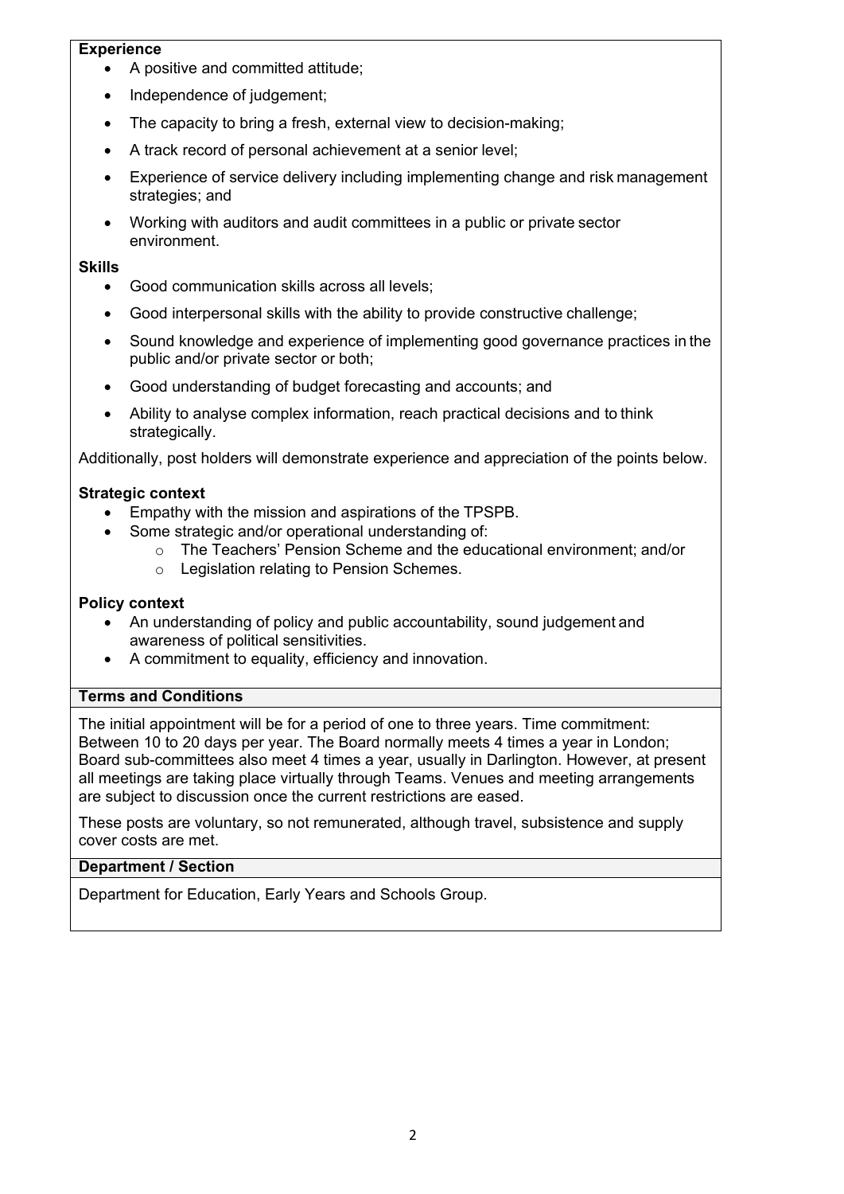**Experience**

- A positive and committed attitude;
- Independence of judgement;
- The capacity to bring a fresh, external view to decision-making;
- A track record of personal achievement at a senior level;
- Experience of service delivery including implementing change and risk management strategies; and
- Working with auditors and audit committees in a public or private sector environment.

**Skills**

- Good communication skills across all levels;
- Good interpersonal skills with the ability to provide constructive challenge;
- Sound knowledge and experience of implementing good governance practices in the public and/or private sector or both;
- Good understanding of budget forecasting and accounts; and
- Ability to analyse complex information, reach practical decisions and to think strategically.

Additionally, post holders will demonstrate experience and appreciation of the points below.

**Strategic context**

- Empathy with the mission and aspirations of the TPSPB.
- Some strategic and/or operational understanding of:
  - The Teachers' Pension Scheme and the educational environment; and/or
  - Legislation relating to Pension Schemes.

**Policy context**

- An understanding of policy and public accountability, sound judgement and awareness of political sensitivities.
- A commitment to equality, efficiency and innovation.

**Terms and Conditions**

The initial appointment will be for a period of one to three years. Time commitment: Between 10 to 20 days per year. The Board normally meets 4 times a year in London; Board sub-committees also meet 4 times a year, usually in Darlington. However, at present all meetings are taking place virtually through Teams. Venues and meeting arrangements are subject to discussion once the current restrictions are eased.

These posts are voluntary, so not remunerated, although travel, subsistence and supply cover costs are met.

**Department / Section**

Department for Education, Early Years and Schools Group.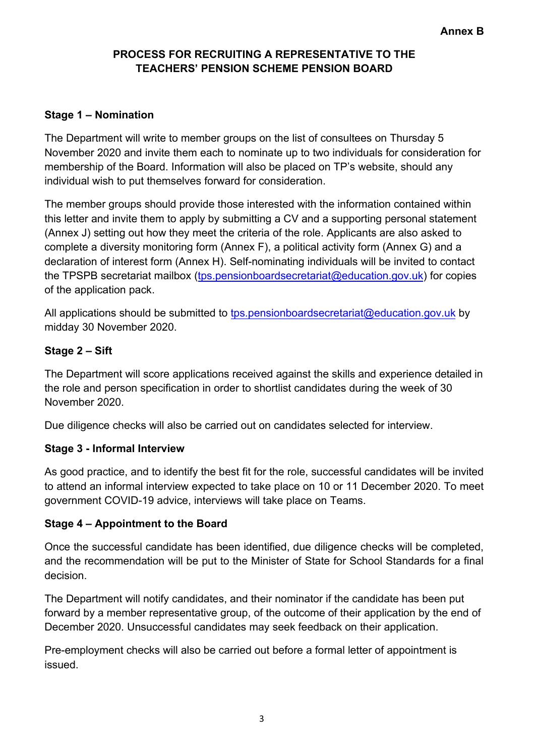**Annex B**

# PROCESS FOR RECRUITING A REPRESENTATIVE TO THE TEACHERS' PENSION SCHEME PENSION BOARD

## Stage 1 – Nomination

The Department will write to member groups on the list of consultees on Thursday 5 November 2020 and invite them each to nominate up to two individuals for consideration for membership of the Board. Information will also be placed on TP's website, should any individual wish to put themselves forward for consideration.

The member groups should provide those interested with the information contained within this letter and invite them to apply by submitting a CV and a supporting personal statement (Annex J) setting out how they meet the criteria of the role. Applicants are also asked to complete a diversity monitoring form (Annex F), a political activity form (Annex G) and a declaration of interest form (Annex H). Self-nominating individuals will be invited to contact the TPSPB secretariat mailbox (tps.pensionboardsecretariat@education.gov.uk) for copies of the application pack.

All applications should be submitted to tps.pensionboardsecretariat@education.gov.uk by midday 30 November 2020.

## Stage 2 – Sift

The Department will score applications received against the skills and experience detailed in the role and person specification in order to shortlist candidates during the week of 30 November 2020.

Due diligence checks will also be carried out on candidates selected for interview.

## Stage 3 - Informal Interview

As good practice, and to identify the best fit for the role, successful candidates will be invited to attend an informal interview expected to take place on 10 or 11 December 2020. To meet government COVID-19 advice, interviews will take place on Teams.

## Stage 4 – Appointment to the Board

Once the successful candidate has been identified, due diligence checks will be completed, and the recommendation will be put to the Minister of State for School Standards for a final decision.

The Department will notify candidates, and their nominator if the candidate has been put forward by a member representative group, of the outcome of their application by the end of December 2020. Unsuccessful candidates may seek feedback on their application.

Pre-employment checks will also be carried out before a formal letter of appointment is issued.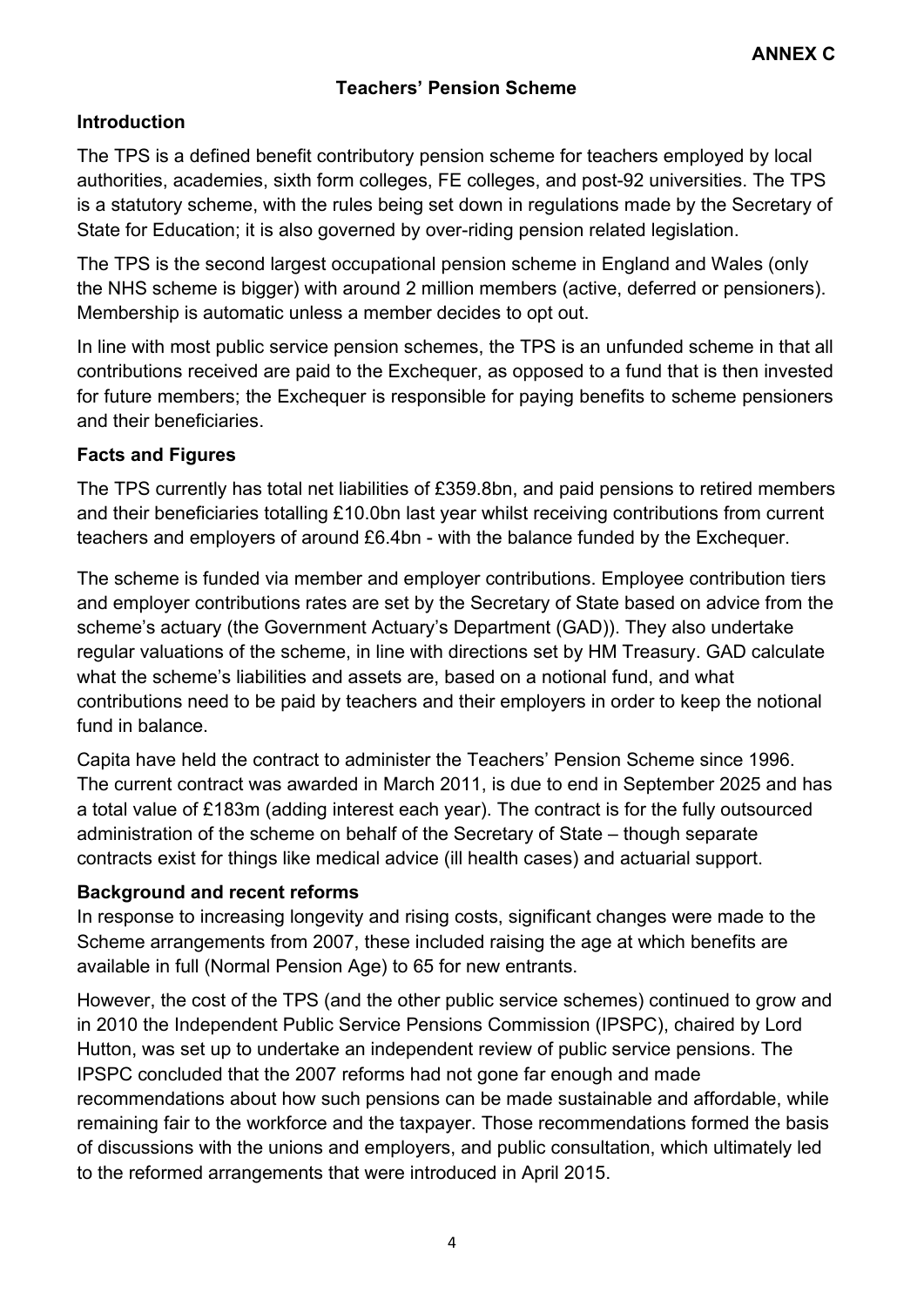**ANNEX C**

# Teachers' Pension Scheme

## Introduction

The TPS is a defined benefit contributory pension scheme for teachers employed by local authorities, academies, sixth form colleges, FE colleges, and post-92 universities. The TPS is a statutory scheme, with the rules being set down in regulations made by the Secretary of State for Education; it is also governed by over-riding pension related legislation.

The TPS is the second largest occupational pension scheme in England and Wales (only the NHS scheme is bigger) with around 2 million members (active, deferred or pensioners). Membership is automatic unless a member decides to opt out.

In line with most public service pension schemes, the TPS is an unfunded scheme in that all contributions received are paid to the Exchequer, as opposed to a fund that is then invested for future members; the Exchequer is responsible for paying benefits to scheme pensioners and their beneficiaries.

## Facts and Figures

The TPS currently has total net liabilities of £359.8bn, and paid pensions to retired members and their beneficiaries totalling £10.0bn last year whilst receiving contributions from current teachers and employers of around £6.4bn - with the balance funded by the Exchequer.

The scheme is funded via member and employer contributions. Employee contribution tiers and employer contributions rates are set by the Secretary of State based on advice from the scheme's actuary (the Government Actuary's Department (GAD)). They also undertake regular valuations of the scheme, in line with directions set by HM Treasury. GAD calculate what the scheme's liabilities and assets are, based on a notional fund, and what contributions need to be paid by teachers and their employers in order to keep the notional fund in balance.

Capita have held the contract to administer the Teachers' Pension Scheme since 1996. The current contract was awarded in March 2011, is due to end in September 2025 and has a total value of £183m (adding interest each year). The contract is for the fully outsourced administration of the scheme on behalf of the Secretary of State – though separate contracts exist for things like medical advice (ill health cases) and actuarial support.

## Background and recent reforms

In response to increasing longevity and rising costs, significant changes were made to the Scheme arrangements from 2007, these included raising the age at which benefits are available in full (Normal Pension Age) to 65 for new entrants.

However, the cost of the TPS (and the other public service schemes) continued to grow and in 2010 the Independent Public Service Pensions Commission (IPSPC), chaired by Lord Hutton, was set up to undertake an independent review of public service pensions. The IPSPC concluded that the 2007 reforms had not gone far enough and made recommendations about how such pensions can be made sustainable and affordable, while remaining fair to the workforce and the taxpayer. Those recommendations formed the basis of discussions with the unions and employers, and public consultation, which ultimately led to the reformed arrangements that were introduced in April 2015.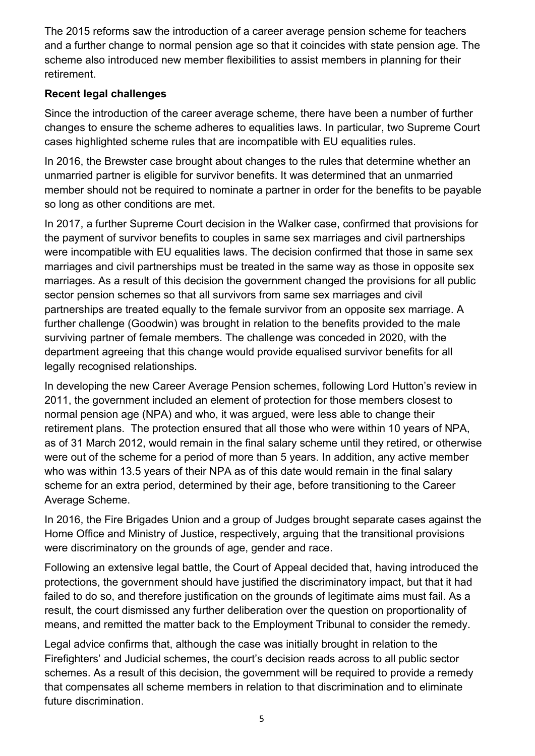The 2015 reforms saw the introduction of a career average pension scheme for teachers and a further change to normal pension age so that it coincides with state pension age. The scheme also introduced new member flexibilities to assist members in planning for their retirement.

**Recent legal challenges**

Since the introduction of the career average scheme, there have been a number of further changes to ensure the scheme adheres to equalities laws. In particular, two Supreme Court cases highlighted scheme rules that are incompatible with EU equalities rules.

In 2016, the Brewster case brought about changes to the rules that determine whether an unmarried partner is eligible for survivor benefits. It was determined that an unmarried member should not be required to nominate a partner in order for the benefits to be payable so long as other conditions are met.

In 2017, a further Supreme Court decision in the Walker case, confirmed that provisions for the payment of survivor benefits to couples in same sex marriages and civil partnerships were incompatible with EU equalities laws. The decision confirmed that those in same sex marriages and civil partnerships must be treated in the same way as those in opposite sex marriages. As a result of this decision the government changed the provisions for all public sector pension schemes so that all survivors from same sex marriages and civil partnerships are treated equally to the female survivor from an opposite sex marriage. A further challenge (Goodwin) was brought in relation to the benefits provided to the male surviving partner of female members. The challenge was conceded in 2020, with the department agreeing that this change would provide equalised survivor benefits for all legally recognised relationships.

In developing the new Career Average Pension schemes, following Lord Hutton's review in 2011, the government included an element of protection for those members closest to normal pension age (NPA) and who, it was argued, were less able to change their retirement plans. The protection ensured that all those who were within 10 years of NPA, as of 31 March 2012, would remain in the final salary scheme until they retired, or otherwise were out of the scheme for a period of more than 5 years. In addition, any active member who was within 13.5 years of their NPA as of this date would remain in the final salary scheme for an extra period, determined by their age, before transitioning to the Career Average Scheme.

In 2016, the Fire Brigades Union and a group of Judges brought separate cases against the Home Office and Ministry of Justice, respectively, arguing that the transitional provisions were discriminatory on the grounds of age, gender and race.

Following an extensive legal battle, the Court of Appeal decided that, having introduced the protections, the government should have justified the discriminatory impact, but that it had failed to do so, and therefore justification on the grounds of legitimate aims must fail. As a result, the court dismissed any further deliberation over the question on proportionality of means, and remitted the matter back to the Employment Tribunal to consider the remedy.

Legal advice confirms that, although the case was initially brought in relation to the Firefighters' and Judicial schemes, the court's decision reads across to all public sector schemes. As a result of this decision, the government will be required to provide a remedy that compensates all scheme members in relation to that discrimination and to eliminate future discrimination.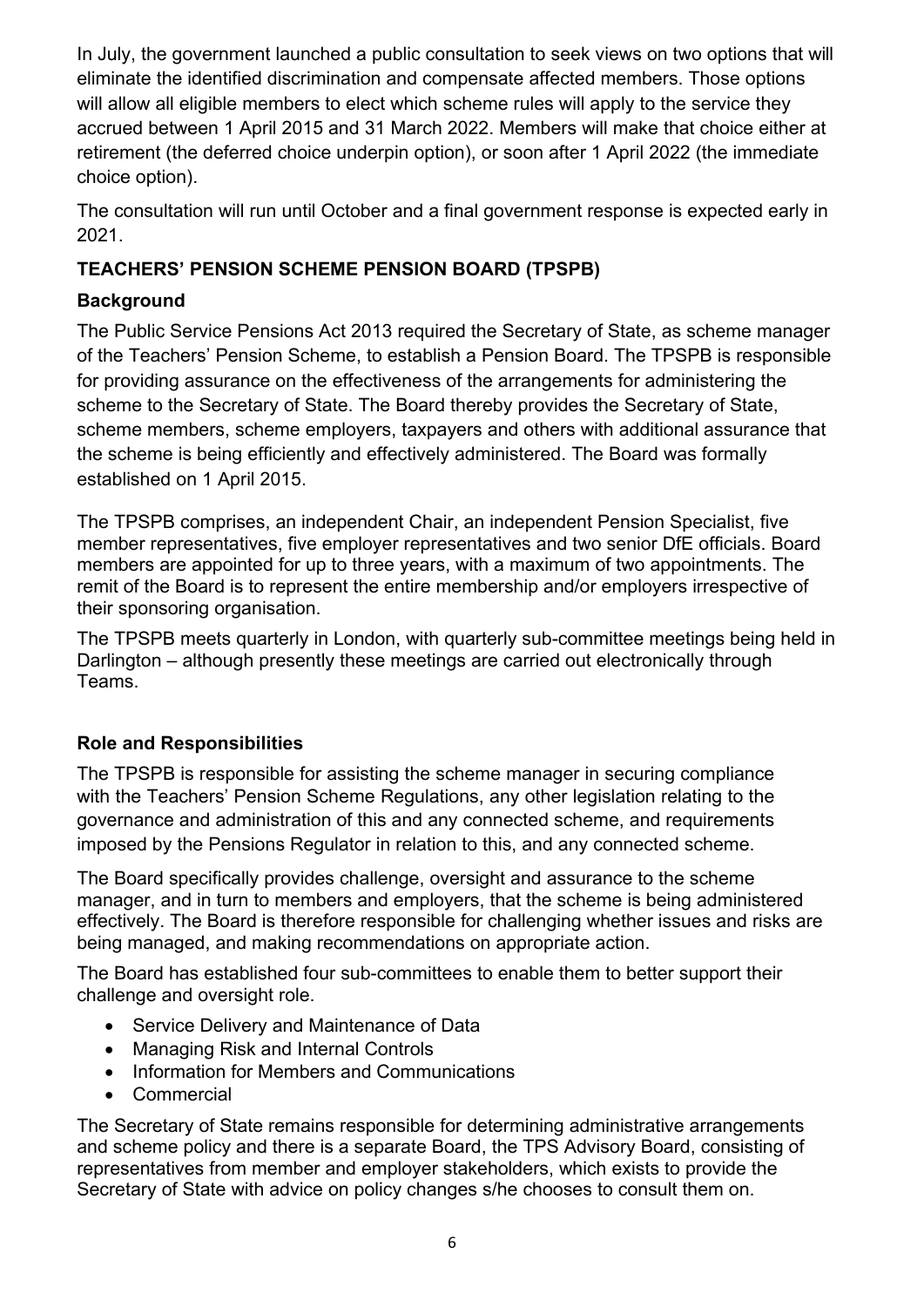In July, the government launched a public consultation to seek views on two options that will eliminate the identified discrimination and compensate affected members. Those options will allow all eligible members to elect which scheme rules will apply to the service they accrued between 1 April 2015 and 31 March 2022. Members will make that choice either at retirement (the deferred choice underpin option), or soon after 1 April 2022 (the immediate choice option).

The consultation will run until October and a final government response is expected early in 2021.

## TEACHERS' PENSION SCHEME PENSION BOARD (TPSPB)

### Background

The Public Service Pensions Act 2013 required the Secretary of State, as scheme manager of the Teachers' Pension Scheme, to establish a Pension Board. The TPSPB is responsible for providing assurance on the effectiveness of the arrangements for administering the scheme to the Secretary of State. The Board thereby provides the Secretary of State, scheme members, scheme employers, taxpayers and others with additional assurance that the scheme is being efficiently and effectively administered. The Board was formally established on 1 April 2015.

The TPSPB comprises, an independent Chair, an independent Pension Specialist, five member representatives, five employer representatives and two senior DfE officials. Board members are appointed for up to three years, with a maximum of two appointments. The remit of the Board is to represent the entire membership and/or employers irrespective of their sponsoring organisation.

The TPSPB meets quarterly in London, with quarterly sub-committee meetings being held in Darlington – although presently these meetings are carried out electronically through Teams.

### Role and Responsibilities

The TPSPB is responsible for assisting the scheme manager in securing compliance with the Teachers' Pension Scheme Regulations, any other legislation relating to the governance and administration of this and any connected scheme, and requirements imposed by the Pensions Regulator in relation to this, and any connected scheme.

The Board specifically provides challenge, oversight and assurance to the scheme manager, and in turn to members and employers, that the scheme is being administered effectively. The Board is therefore responsible for challenging whether issues and risks are being managed, and making recommendations on appropriate action.

The Board has established four sub-committees to enable them to better support their challenge and oversight role.

- Service Delivery and Maintenance of Data
- Managing Risk and Internal Controls
- Information for Members and Communications
- Commercial

The Secretary of State remains responsible for determining administrative arrangements and scheme policy and there is a separate Board, the TPS Advisory Board, consisting of representatives from member and employer stakeholders, which exists to provide the Secretary of State with advice on policy changes s/he chooses to consult them on.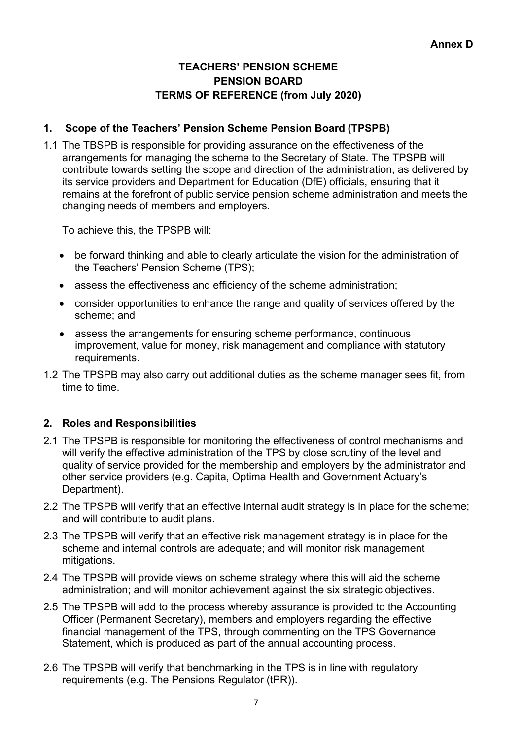**Annex D**

# TEACHERS' PENSION SCHEME PENSION BOARD TERMS OF REFERENCE (from July 2020)

## 1. Scope of the Teachers' Pension Scheme Pension Board (TPSPB)

1.1 The TBSPB is responsible for providing assurance on the effectiveness of the arrangements for managing the scheme to the Secretary of State. The TPSPB will contribute towards setting the scope and direction of the administration, as delivered by its service providers and Department for Education (DfE) officials, ensuring that it remains at the forefront of public service pension scheme administration and meets the changing needs of members and employers.

To achieve this, the TPSPB will:

- be forward thinking and able to clearly articulate the vision for the administration of the Teachers' Pension Scheme (TPS);
- assess the effectiveness and efficiency of the scheme administration;
- consider opportunities to enhance the range and quality of services offered by the scheme; and
- assess the arrangements for ensuring scheme performance, continuous improvement, value for money, risk management and compliance with statutory requirements.

1.2 The TPSPB may also carry out additional duties as the scheme manager sees fit, from time to time.

## 2. Roles and Responsibilities

2.1 The TPSPB is responsible for monitoring the effectiveness of control mechanisms and will verify the effective administration of the TPS by close scrutiny of the level and quality of service provided for the membership and employers by the administrator and other service providers (e.g. Capita, Optima Health and Government Actuary's Department).

2.2 The TPSPB will verify that an effective internal audit strategy is in place for the scheme; and will contribute to audit plans.

2.3 The TPSPB will verify that an effective risk management strategy is in place for the scheme and internal controls are adequate; and will monitor risk management mitigations.

2.4 The TPSPB will provide views on scheme strategy where this will aid the scheme administration; and will monitor achievement against the six strategic objectives.

2.5 The TPSPB will add to the process whereby assurance is provided to the Accounting Officer (Permanent Secretary), members and employers regarding the effective financial management of the TPS, through commenting on the TPS Governance Statement, which is produced as part of the annual accounting process.

2.6 The TPSPB will verify that benchmarking in the TPS is in line with regulatory requirements (e.g. The Pensions Regulator (tPR)).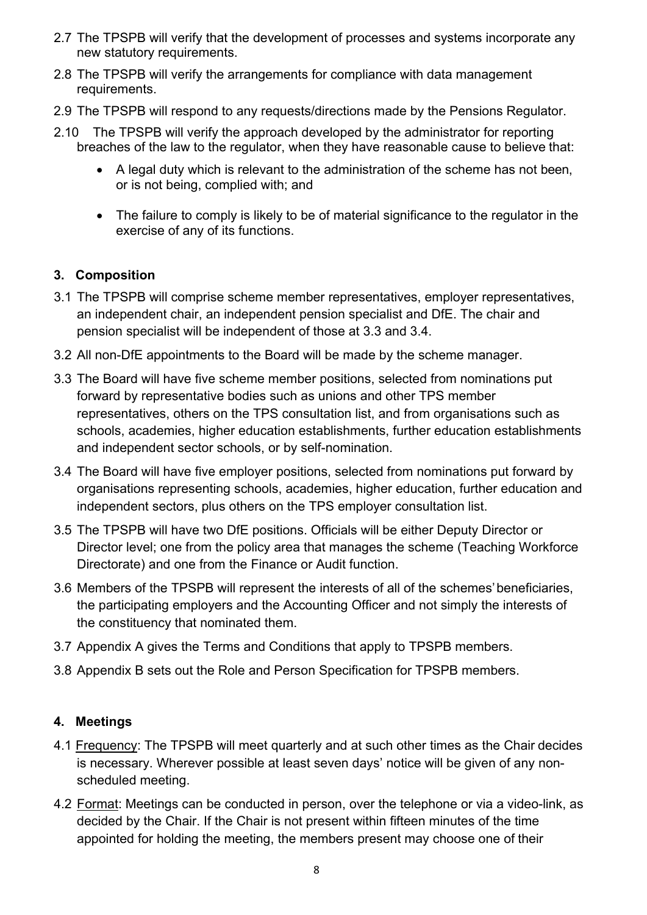2.7 The TPSPB will verify that the development of processes and systems incorporate any new statutory requirements.

2.8 The TPSPB will verify the arrangements for compliance with data management requirements.

2.9 The TPSPB will respond to any requests/directions made by the Pensions Regulator.

2.10 The TPSPB will verify the approach developed by the administrator for reporting breaches of the law to the regulator, when they have reasonable cause to believe that:

- A legal duty which is relevant to the administration of the scheme has not been, or is not being, complied with; and
- The failure to comply is likely to be of material significance to the regulator in the exercise of any of its functions.

## 3. Composition

3.1 The TPSPB will comprise scheme member representatives, employer representatives, an independent chair, an independent pension specialist and DfE. The chair and pension specialist will be independent of those at 3.3 and 3.4.

3.2 All non-DfE appointments to the Board will be made by the scheme manager.

3.3 The Board will have five scheme member positions, selected from nominations put forward by representative bodies such as unions and other TPS member representatives, others on the TPS consultation list, and from organisations such as schools, academies, higher education establishments, further education establishments and independent sector schools, or by self-nomination.

3.4 The Board will have five employer positions, selected from nominations put forward by organisations representing schools, academies, higher education, further education and independent sectors, plus others on the TPS employer consultation list.

3.5 The TPSPB will have two DfE positions. Officials will be either Deputy Director or Director level; one from the policy area that manages the scheme (Teaching Workforce Directorate) and one from the Finance or Audit function.

3.6 Members of the TPSPB will represent the interests of all of the schemes' beneficiaries, the participating employers and the Accounting Officer and not simply the interests of the constituency that nominated them.

3.7 Appendix A gives the Terms and Conditions that apply to TPSPB members.

3.8 Appendix B sets out the Role and Person Specification for TPSPB members.

## 4. Meetings

4.1 Frequency: The TPSPB will meet quarterly and at such other times as the Chair decides is necessary. Wherever possible at least seven days' notice will be given of any non-scheduled meeting.

4.2 Format: Meetings can be conducted in person, over the telephone or via a video-link, as decided by the Chair. If the Chair is not present within fifteen minutes of the time appointed for holding the meeting, the members present may choose one of their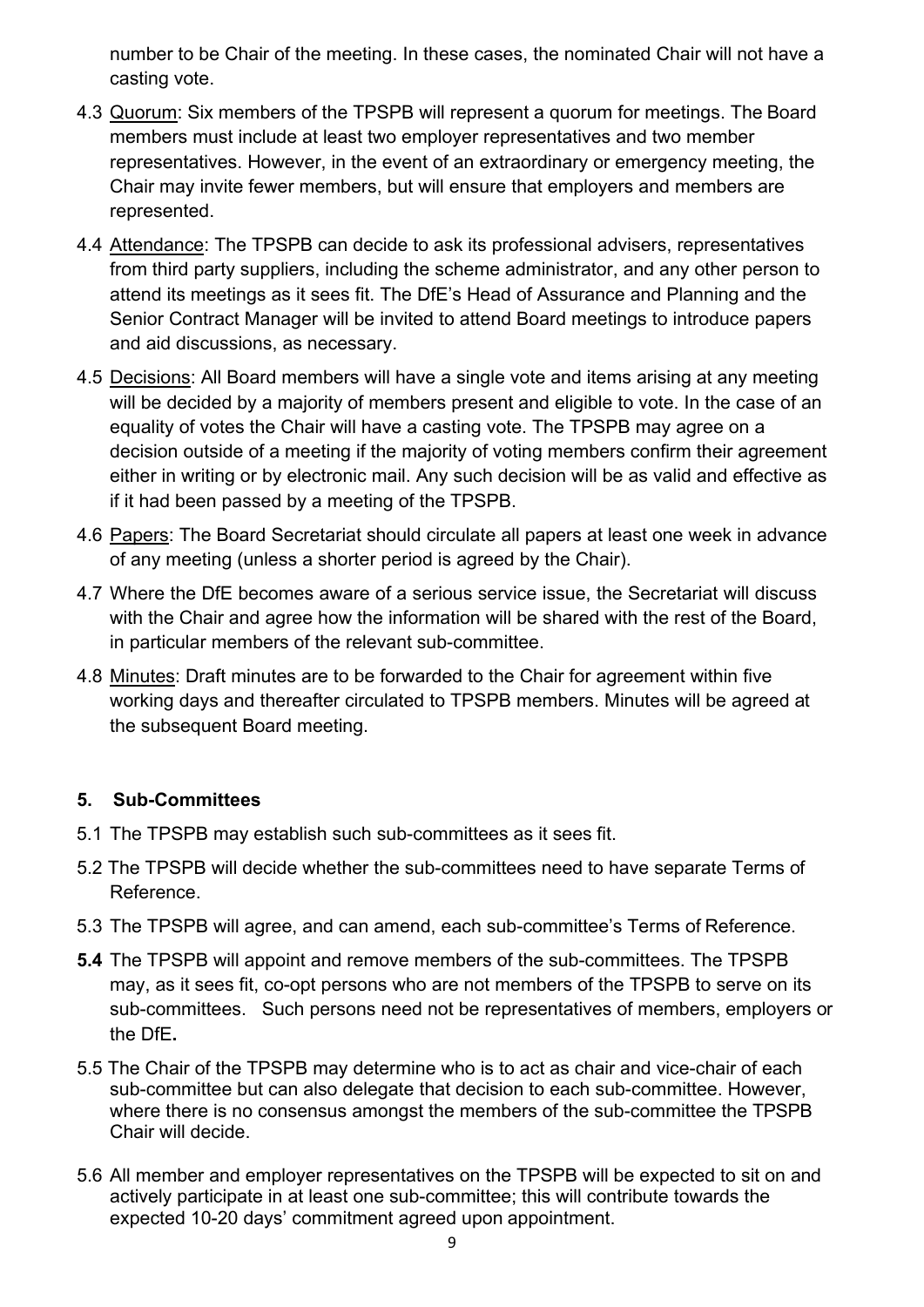number to be Chair of the meeting. In these cases, the nominated Chair will not have a casting vote.

4.3 Quorum: Six members of the TPSPB will represent a quorum for meetings. The Board members must include at least two employer representatives and two member representatives. However, in the event of an extraordinary or emergency meeting, the Chair may invite fewer members, but will ensure that employers and members are represented.

4.4 Attendance: The TPSPB can decide to ask its professional advisers, representatives from third party suppliers, including the scheme administrator, and any other person to attend its meetings as it sees fit. The DfE's Head of Assurance and Planning and the Senior Contract Manager will be invited to attend Board meetings to introduce papers and aid discussions, as necessary.

4.5 Decisions: All Board members will have a single vote and items arising at any meeting will be decided by a majority of members present and eligible to vote. In the case of an equality of votes the Chair will have a casting vote. The TPSPB may agree on a decision outside of a meeting if the majority of voting members confirm their agreement either in writing or by electronic mail. Any such decision will be as valid and effective as if it had been passed by a meeting of the TPSPB.

4.6 Papers: The Board Secretariat should circulate all papers at least one week in advance of any meeting (unless a shorter period is agreed by the Chair).

4.7 Where the DfE becomes aware of a serious service issue, the Secretariat will discuss with the Chair and agree how the information will be shared with the rest of the Board, in particular members of the relevant sub-committee.

4.8 Minutes: Draft minutes are to be forwarded to the Chair for agreement within five working days and thereafter circulated to TPSPB members. Minutes will be agreed at the subsequent Board meeting.

## 5. Sub-Committees

5.1 The TPSPB may establish such sub-committees as it sees fit.

5.2 The TPSPB will decide whether the sub-committees need to have separate Terms of Reference.

5.3 The TPSPB will agree, and can amend, each sub-committee's Terms of Reference.

**5.4** The TPSPB will appoint and remove members of the sub-committees. The TPSPB may, as it sees fit, co-opt persons who are not members of the TPSPB to serve on its sub-committees. Such persons need not be representatives of members, employers or the DfE**.**

5.5 The Chair of the TPSPB may determine who is to act as chair and vice-chair of each sub-committee but can also delegate that decision to each sub-committee. However, where there is no consensus amongst the members of the sub-committee the TPSPB Chair will decide.

5.6 All member and employer representatives on the TPSPB will be expected to sit on and actively participate in at least one sub-committee; this will contribute towards the expected 10-20 days' commitment agreed upon appointment.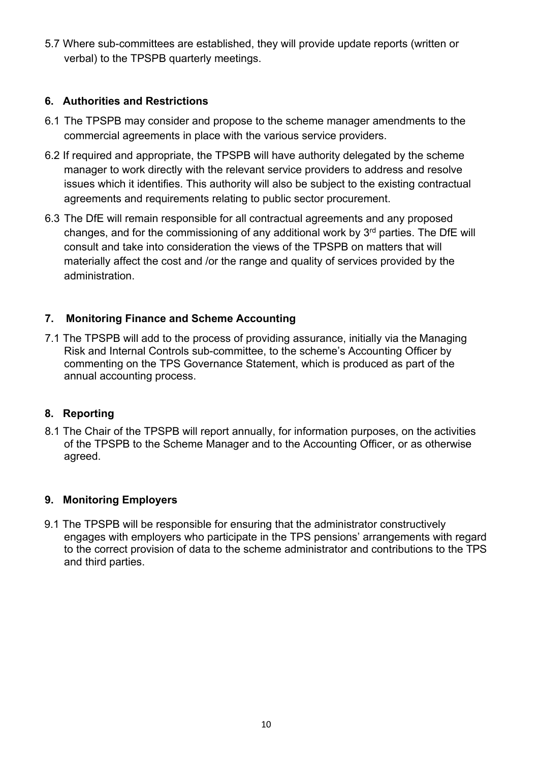5.7 Where sub-committees are established, they will provide update reports (written or verbal) to the TPSPB quarterly meetings.

## 6. Authorities and Restrictions

6.1 The TPSPB may consider and propose to the scheme manager amendments to the commercial agreements in place with the various service providers.

6.2 If required and appropriate, the TPSPB will have authority delegated by the scheme manager to work directly with the relevant service providers to address and resolve issues which it identifies. This authority will also be subject to the existing contractual agreements and requirements relating to public sector procurement.

6.3 The DfE will remain responsible for all contractual agreements and any proposed changes, and for the commissioning of any additional work by 3rd parties. The DfE will consult and take into consideration the views of the TPSPB on matters that will materially affect the cost and /or the range and quality of services provided by the administration.

## 7. Monitoring Finance and Scheme Accounting

7.1 The TPSPB will add to the process of providing assurance, initially via the Managing Risk and Internal Controls sub-committee, to the scheme's Accounting Officer by commenting on the TPS Governance Statement, which is produced as part of the annual accounting process.

## 8. Reporting

8.1 The Chair of the TPSPB will report annually, for information purposes, on the activities of the TPSPB to the Scheme Manager and to the Accounting Officer, or as otherwise agreed.

## 9. Monitoring Employers

9.1 The TPSPB will be responsible for ensuring that the administrator constructively engages with employers who participate in the TPS pensions' arrangements with regard to the correct provision of data to the scheme administrator and contributions to the TPS and third parties.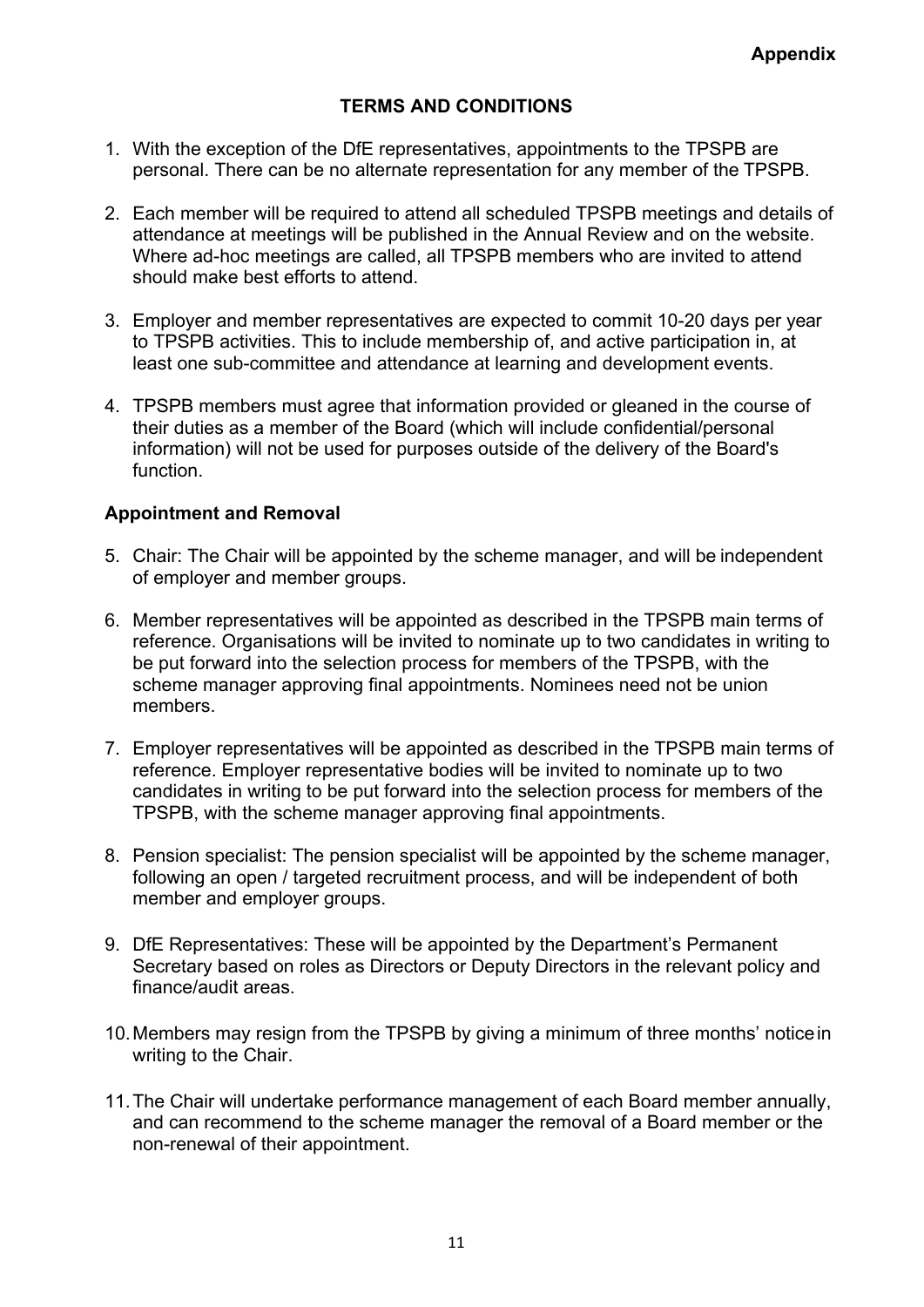**Appendix**

## TERMS AND CONDITIONS

1. With the exception of the DfE representatives, appointments to the TPSPB are personal. There can be no alternate representation for any member of the TPSPB.

2. Each member will be required to attend all scheduled TPSPB meetings and details of attendance at meetings will be published in the Annual Review and on the website. Where ad-hoc meetings are called, all TPSPB members who are invited to attend should make best efforts to attend.

3. Employer and member representatives are expected to commit 10-20 days per year to TPSPB activities. This to include membership of, and active participation in, at least one sub-committee and attendance at learning and development events.

4. TPSPB members must agree that information provided or gleaned in the course of their duties as a member of the Board (which will include confidential/personal information) will not be used for purposes outside of the delivery of the Board's function.

### Appointment and Removal

5. Chair: The Chair will be appointed by the scheme manager, and will be independent of employer and member groups.

6. Member representatives will be appointed as described in the TPSPB main terms of reference. Organisations will be invited to nominate up to two candidates in writing to be put forward into the selection process for members of the TPSPB, with the scheme manager approving final appointments. Nominees need not be union members.

7. Employer representatives will be appointed as described in the TPSPB main terms of reference. Employer representative bodies will be invited to nominate up to two candidates in writing to be put forward into the selection process for members of the TPSPB, with the scheme manager approving final appointments.

8. Pension specialist: The pension specialist will be appointed by the scheme manager, following an open / targeted recruitment process, and will be independent of both member and employer groups.

9. DfE Representatives: These will be appointed by the Department's Permanent Secretary based on roles as Directors or Deputy Directors in the relevant policy and finance/audit areas.

10. Members may resign from the TPSPB by giving a minimum of three months' notice in writing to the Chair.

11. The Chair will undertake performance management of each Board member annually, and can recommend to the scheme manager the removal of a Board member or the non-renewal of their appointment.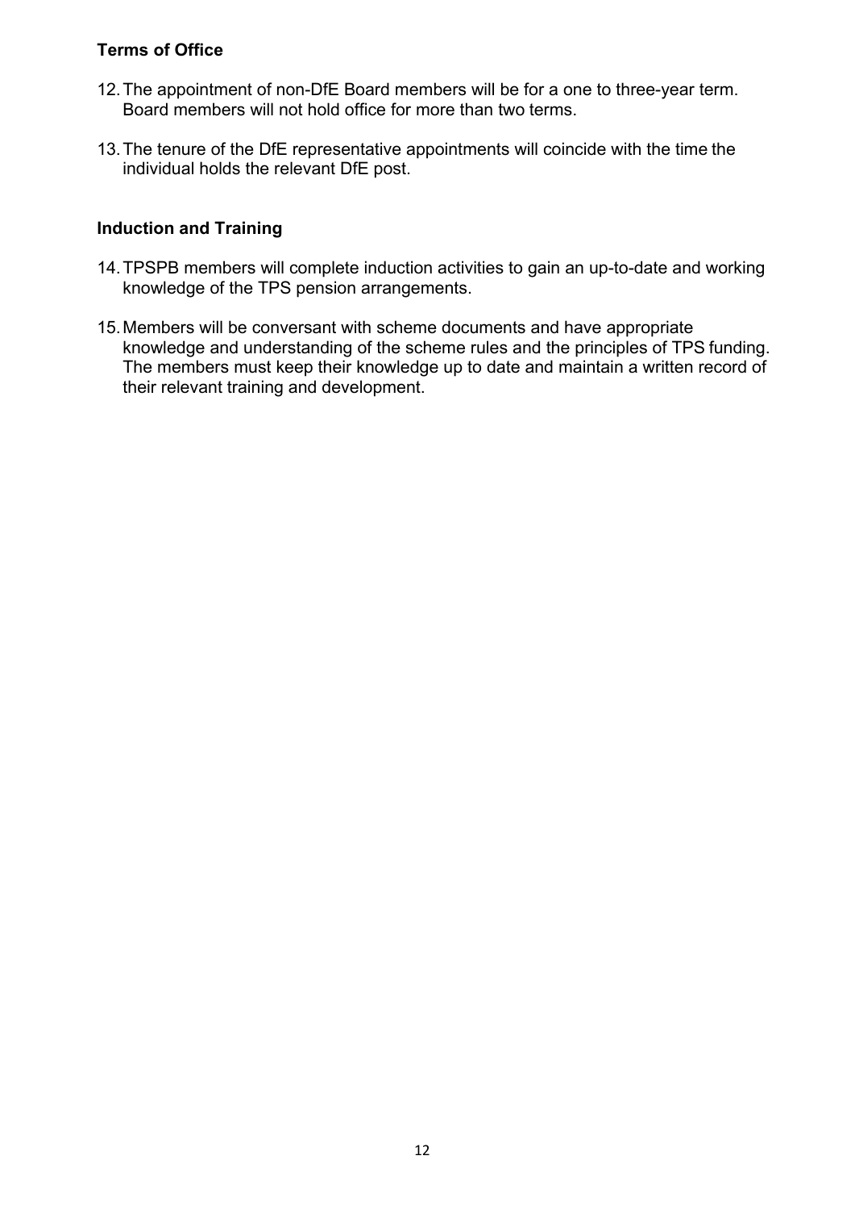**Terms of Office**

12. The appointment of non-DfE Board members will be for a one to three-year term. Board members will not hold office for more than two terms.

13. The tenure of the DfE representative appointments will coincide with the time the individual holds the relevant DfE post.

**Induction and Training**

14. TPSPB members will complete induction activities to gain an up-to-date and working knowledge of the TPS pension arrangements.

15. Members will be conversant with scheme documents and have appropriate knowledge and understanding of the scheme rules and the principles of TPS funding. The members must keep their knowledge up to date and maintain a written record of their relevant training and development.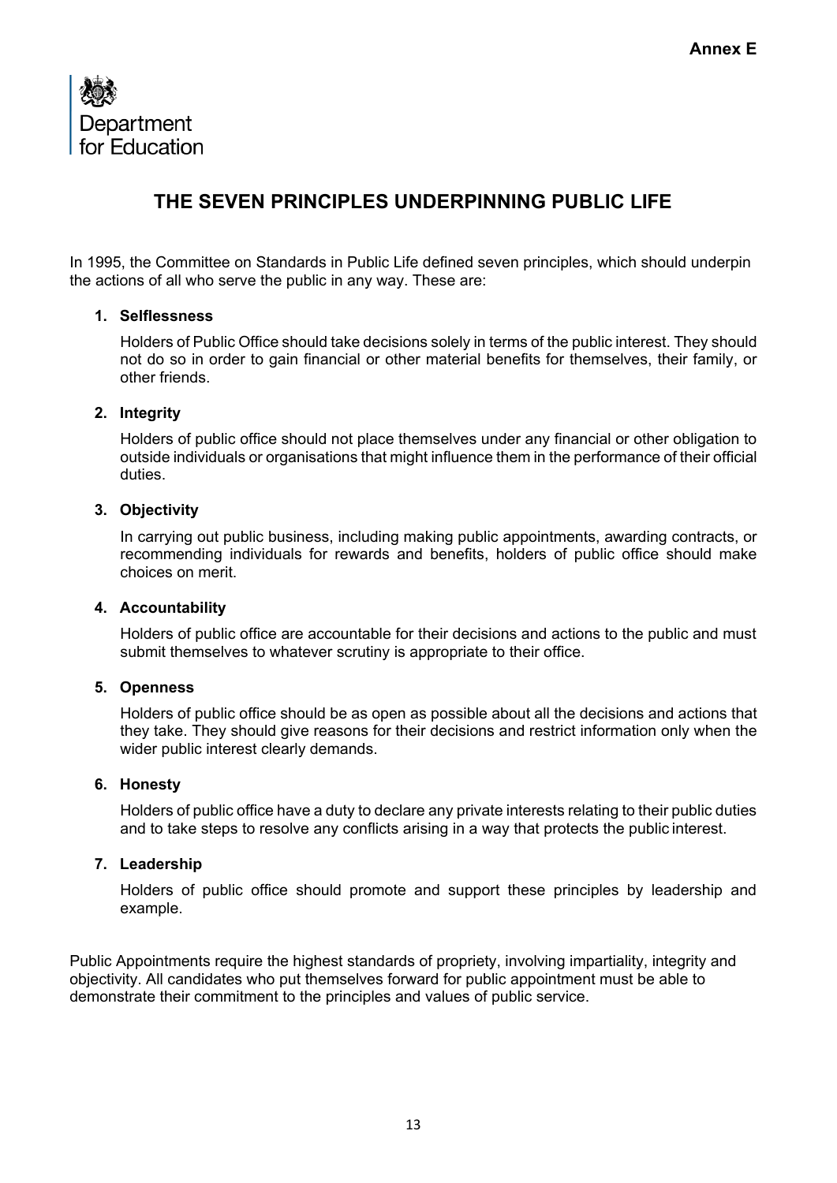**Annex E**

Department for Education

# THE SEVEN PRINCIPLES UNDERPINNING PUBLIC LIFE

In 1995, the Committee on Standards in Public Life defined seven principles, which should underpin the actions of all who serve the public in any way. These are:

1. **Selflessness**

   Holders of Public Office should take decisions solely in terms of the public interest. They should not do so in order to gain financial or other material benefits for themselves, their family, or other friends.

2. **Integrity**

   Holders of public office should not place themselves under any financial or other obligation to outside individuals or organisations that might influence them in the performance of their official duties.

3. **Objectivity**

   In carrying out public business, including making public appointments, awarding contracts, or recommending individuals for rewards and benefits, holders of public office should make choices on merit.

4. **Accountability**

   Holders of public office are accountable for their decisions and actions to the public and must submit themselves to whatever scrutiny is appropriate to their office.

5. **Openness**

   Holders of public office should be as open as possible about all the decisions and actions that they take. They should give reasons for their decisions and restrict information only when the wider public interest clearly demands.

6. **Honesty**

   Holders of public office have a duty to declare any private interests relating to their public duties and to take steps to resolve any conflicts arising in a way that protects the public interest.

7. **Leadership**

   Holders of public office should promote and support these principles by leadership and example.

Public Appointments require the highest standards of propriety, involving impartiality, integrity and objectivity. All candidates who put themselves forward for public appointment must be able to demonstrate their commitment to the principles and values of public service.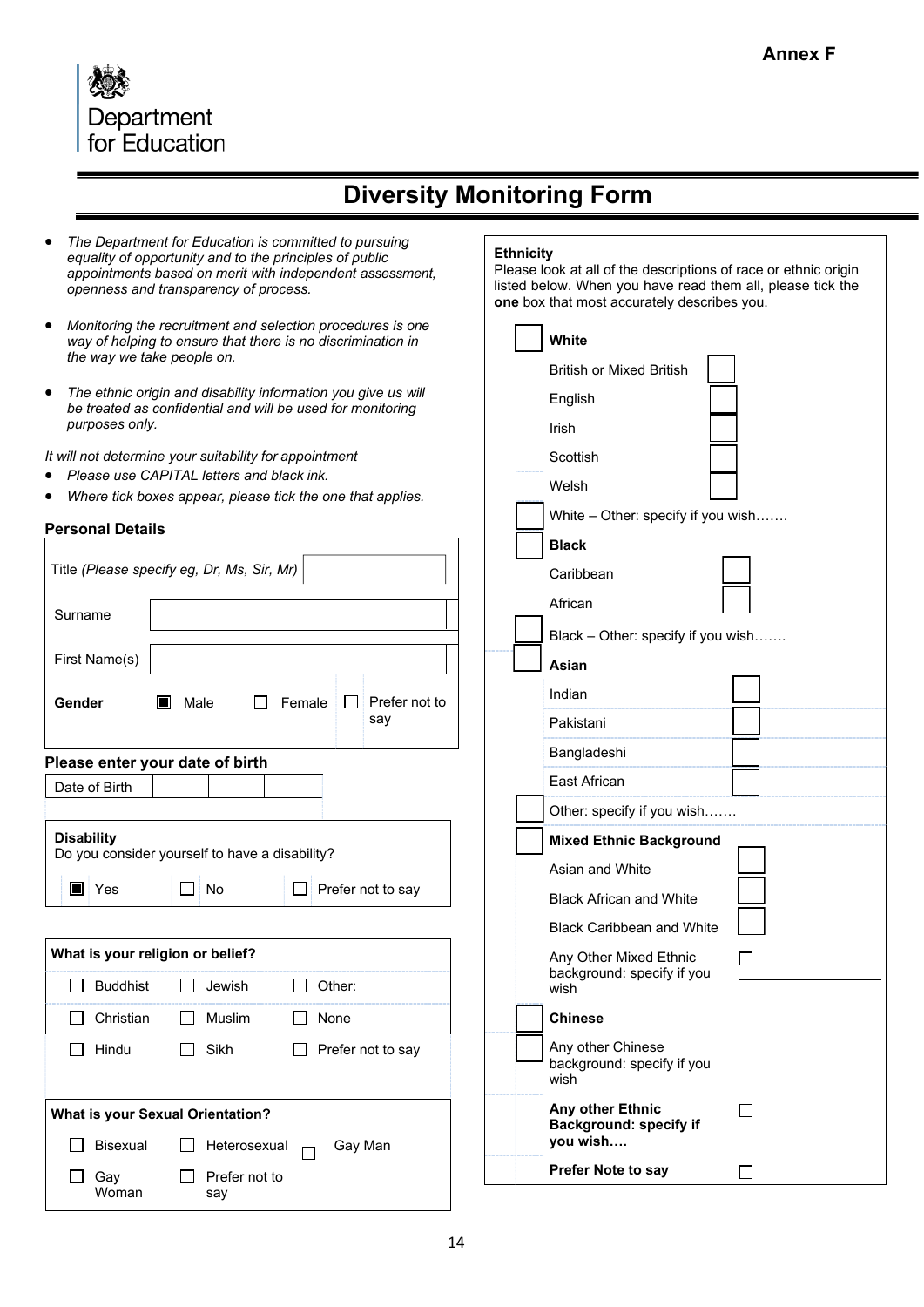**Annex F**

Department for Education

# Diversity Monitoring Form

- *The Department for Education is committed to pursuing equality of opportunity and to the principles of public appointments based on merit with independent assessment, openness and transparency of process.*
- *Monitoring the recruitment and selection procedures is one way of helping to ensure that there is no discrimination in the way we take people on.*
- *The ethnic origin and disability information you give us will be treated as confidential and will be used for monitoring purposes only.*

*It will not determine your suitability for appointment*

- *Please use CAPITAL letters and black ink.*
- *Where tick boxes appear, please tick the one that applies.*

## Personal Details

| | |
|---|---|
| Title *(Please specify eg, Dr, Ms, Sir, Mr)* | |
| Surname | |
| First Name(s) | |
| **Gender** | ☒ Male ☐ Female ☐ Prefer not to say |

**Please enter your date of birth**

| Date of Birth | | | |
|---|---|---|---|

**Disability**
Do you consider yourself to have a disability?

☒ Yes ☐ No ☐ Prefer not to say

**What is your religion or belief?**

| | | |
|---|---|---|
| ☐ Buddhist | ☐ Jewish | ☐ Other: |
| ☐ Christian | ☐ Muslim | ☐ None |
| ☐ Hindu | ☐ Sikh | ☐ Prefer not to say |

**What is your Sexual Orientation?**

| | | |
|---|---|---|
| ☐ Bisexual | ☐ Heterosexual | ☐ Gay Man |
| ☐ Gay Woman | ☐ Prefer not to say | |

**Ethnicity**
Please look at all of the descriptions of race or ethnic origin listed below. When you have read them all, please tick the **one** box that most accurately describes you.

☐ **White**
- British or Mixed British ☐
- English ☐
- Irish ☐
- Scottish ☐
- Welsh ☐

☐ White – Other: specify if you wish…….

☐ **Black**
- Caribbean ☐
- African ☐

☐ Black – Other: specify if you wish…….

☐ **Asian**
- Indian ☐
- Pakistani ☐
- Bangladeshi ☐
- East African ☐

☐ Other: specify if you wish…….

☐ **Mixed Ethnic Background**
- Asian and White ☐
- Black African and White ☐
- Black Caribbean and White ☐
- Any Other Mixed Ethnic background: specify if you wish ☐

☐ **Chinese**

☐ Any other Chinese background: specify if you wish

**Any other Ethnic Background: specify if you wish….** ☐

**Prefer Note to say** ☐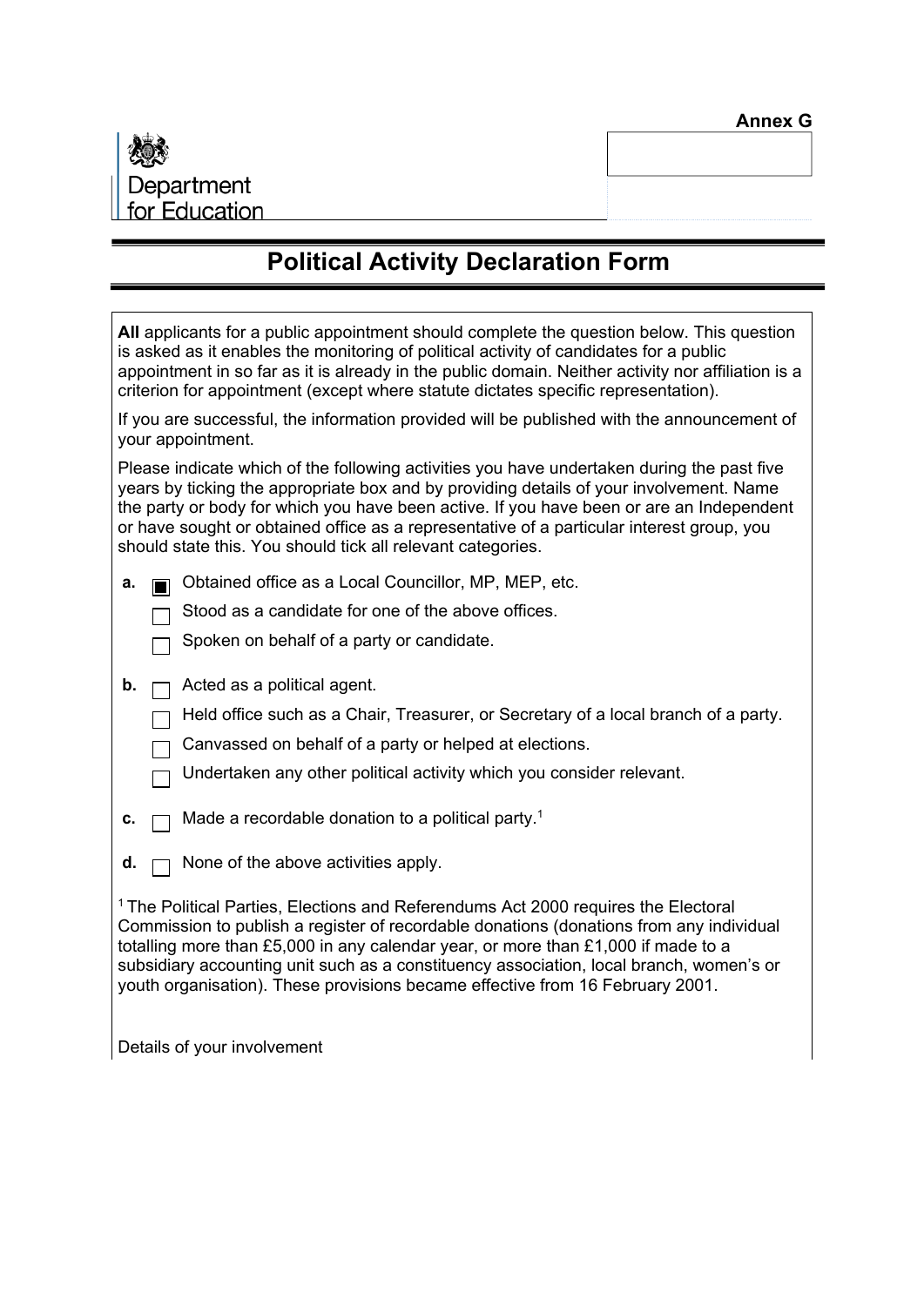**Annex G**

Department for Education

# Political Activity Declaration Form

**All** applicants for a public appointment should complete the question below. This question is asked as it enables the monitoring of political activity of candidates for a public appointment in so far as it is already in the public domain. Neither activity nor affiliation is a criterion for appointment (except where statute dictates specific representation).

If you are successful, the information provided will be published with the announcement of your appointment.

Please indicate which of the following activities you have undertaken during the past five years by ticking the appropriate box and by providing details of your involvement. Name the party or body for which you have been active. If you have been or are an Independent or have sought or obtained office as a representative of a particular interest group, you should state this. You should tick all relevant categories.

**a.**
- [x] Obtained office as a Local Councillor, MP, MEP, etc.
- [ ] Stood as a candidate for one of the above offices.
- [ ] Spoken on behalf of a party or candidate.

**b.**
- [ ] Acted as a political agent.
- [ ] Held office such as a Chair, Treasurer, or Secretary of a local branch of a party.
- [ ] Canvassed on behalf of a party or helped at elections.
- [ ] Undertaken any other political activity which you consider relevant.

**c.**
- [ ] Made a recordable donation to a political party.[1]

**d.**
- [ ] None of the above activities apply.

[1] The Political Parties, Elections and Referendums Act 2000 requires the Electoral Commission to publish a register of recordable donations (donations from any individual totalling more than £5,000 in any calendar year, or more than £1,000 if made to a subsidiary accounting unit such as a constituency association, local branch, women's or youth organisation). These provisions became effective from 16 February 2001.

Details of your involvement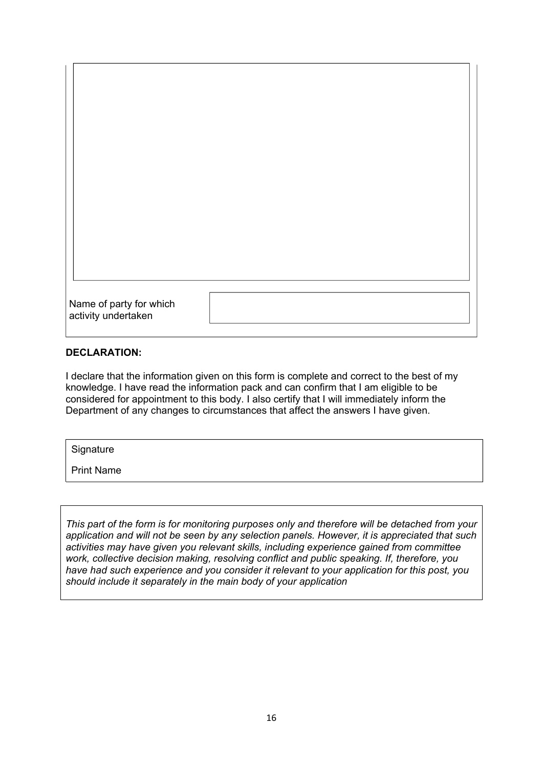| Name of party for which activity undertaken | |
|---|---|

**DECLARATION:**

I declare that the information given on this form is complete and correct to the best of my knowledge. I have read the information pack and can confirm that I am eligible to be considered for appointment to this body. I also certify that I will immediately inform the Department of any changes to circumstances that affect the answers I have given.

| Signature |
|---|
| Print Name |

*This part of the form is for monitoring purposes only and therefore will be detached from your application and will not be seen by any selection panels. However, it is appreciated that such activities may have given you relevant skills, including experience gained from committee work, collective decision making, resolving conflict and public speaking. If, therefore, you have had such experience and you consider it relevant to your application for this post, you should include it separately in the main body of your application*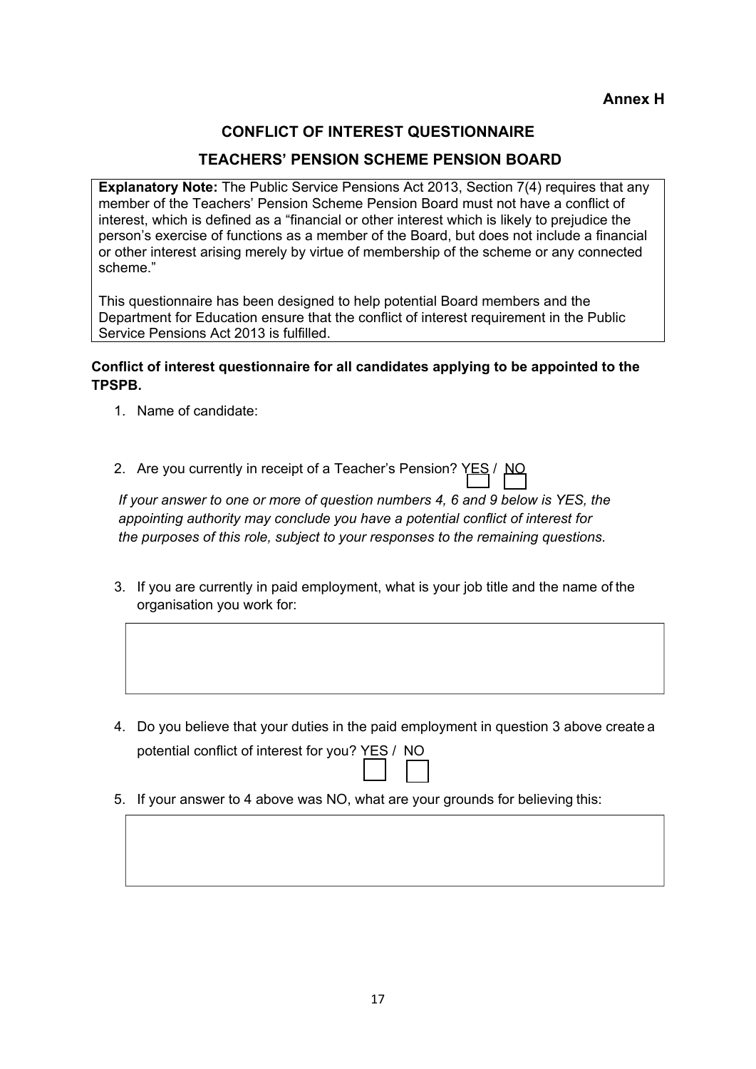**Annex H**

# CONFLICT OF INTEREST QUESTIONNAIRE

## TEACHERS' PENSION SCHEME PENSION BOARD

**Explanatory Note:** The Public Service Pensions Act 2013, Section 7(4) requires that any member of the Teachers' Pension Scheme Pension Board must not have a conflict of interest, which is defined as a "financial or other interest which is likely to prejudice the person's exercise of functions as a member of the Board, but does not include a financial or other interest arising merely by virtue of membership of the scheme or any connected scheme."

This questionnaire has been designed to help potential Board members and the Department for Education ensure that the conflict of interest requirement in the Public Service Pensions Act 2013 is fulfilled.

**Conflict of interest questionnaire for all candidates applying to be appointed to the TPSPB.**

1. Name of candidate:

2. Are you currently in receipt of a Teacher's Pension? YES ☐ / NO ☐

*If your answer to one or more of question numbers 4, 6 and 9 below is YES, the appointing authority may conclude you have a potential conflict of interest for the purposes of this role, subject to your responses to the remaining questions.*

3. If you are currently in paid employment, what is your job title and the name of the organisation you work for:

4. Do you believe that your duties in the paid employment in question 3 above create a potential conflict of interest for you? YES ☐ / NO ☐

5. If your answer to 4 above was NO, what are your grounds for believing this: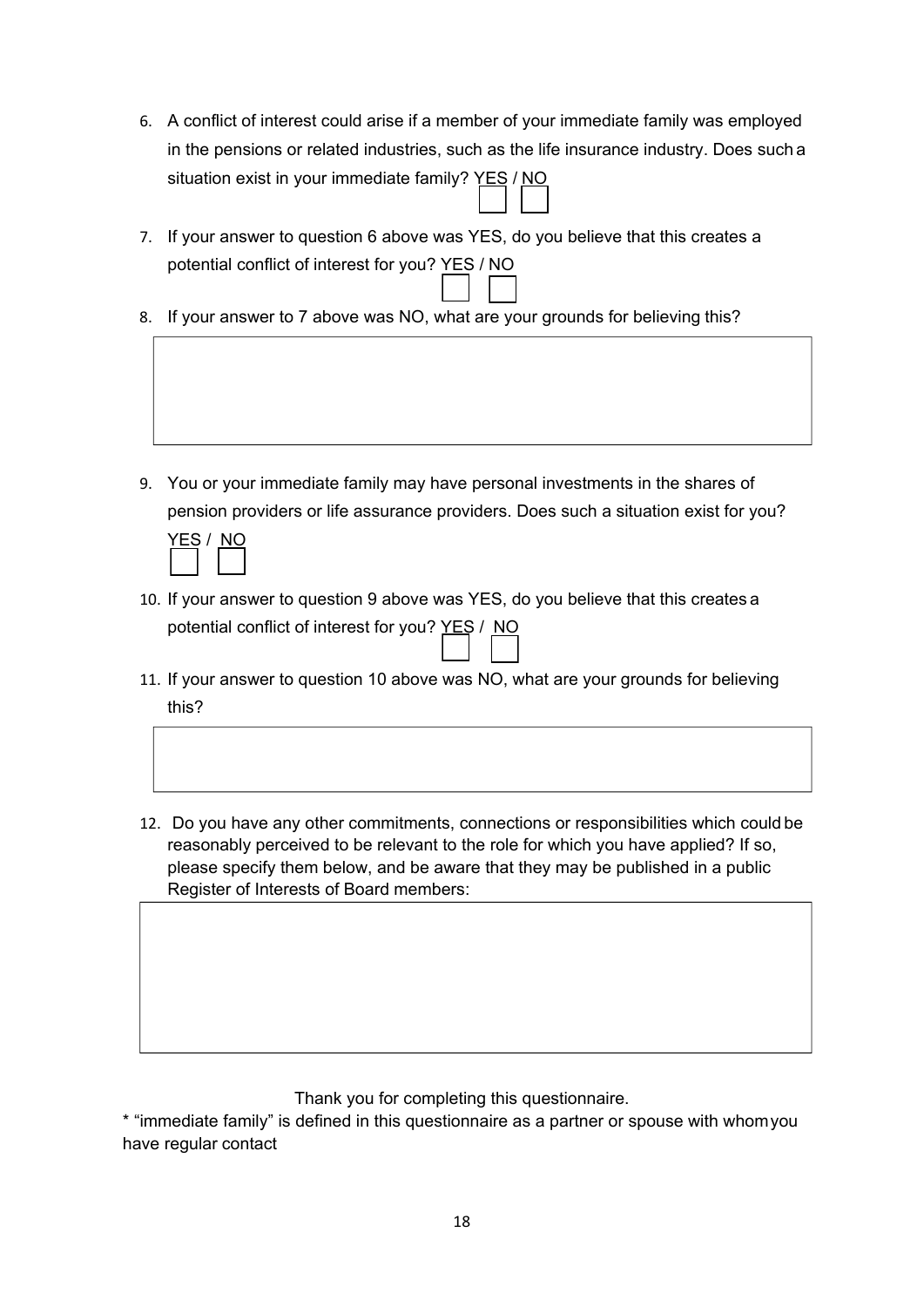6. A conflict of interest could arise if a member of your immediate family was employed in the pensions or related industries, such as the life insurance industry. Does such a situation exist in your immediate family? YES / NO

   ☐ ☐

7. If your answer to question 6 above was YES, do you believe that this creates a potential conflict of interest for you? YES / NO

   ☐ ☐

8. If your answer to 7 above was NO, what are your grounds for believing this?

   | |
   |---|
   | |

9. You or your immediate family may have personal investments in the shares of pension providers or life assurance providers. Does such a situation exist for you? YES / NO

   ☐ ☐

10. If your answer to question 9 above was YES, do you believe that this creates a potential conflict of interest for you? YES / NO

    ☐ ☐

11. If your answer to question 10 above was NO, what are your grounds for believing this?

    | |
    |---|
    | |

12. Do you have any other commitments, connections or responsibilities which could be reasonably perceived to be relevant to the role for which you have applied? If so, please specify them below, and be aware that they may be published in a public Register of Interests of Board members:

    | |
    |---|
    | |

Thank you for completing this questionnaire.

* "immediate family" is defined in this questionnaire as a partner or spouse with whom you have regular contact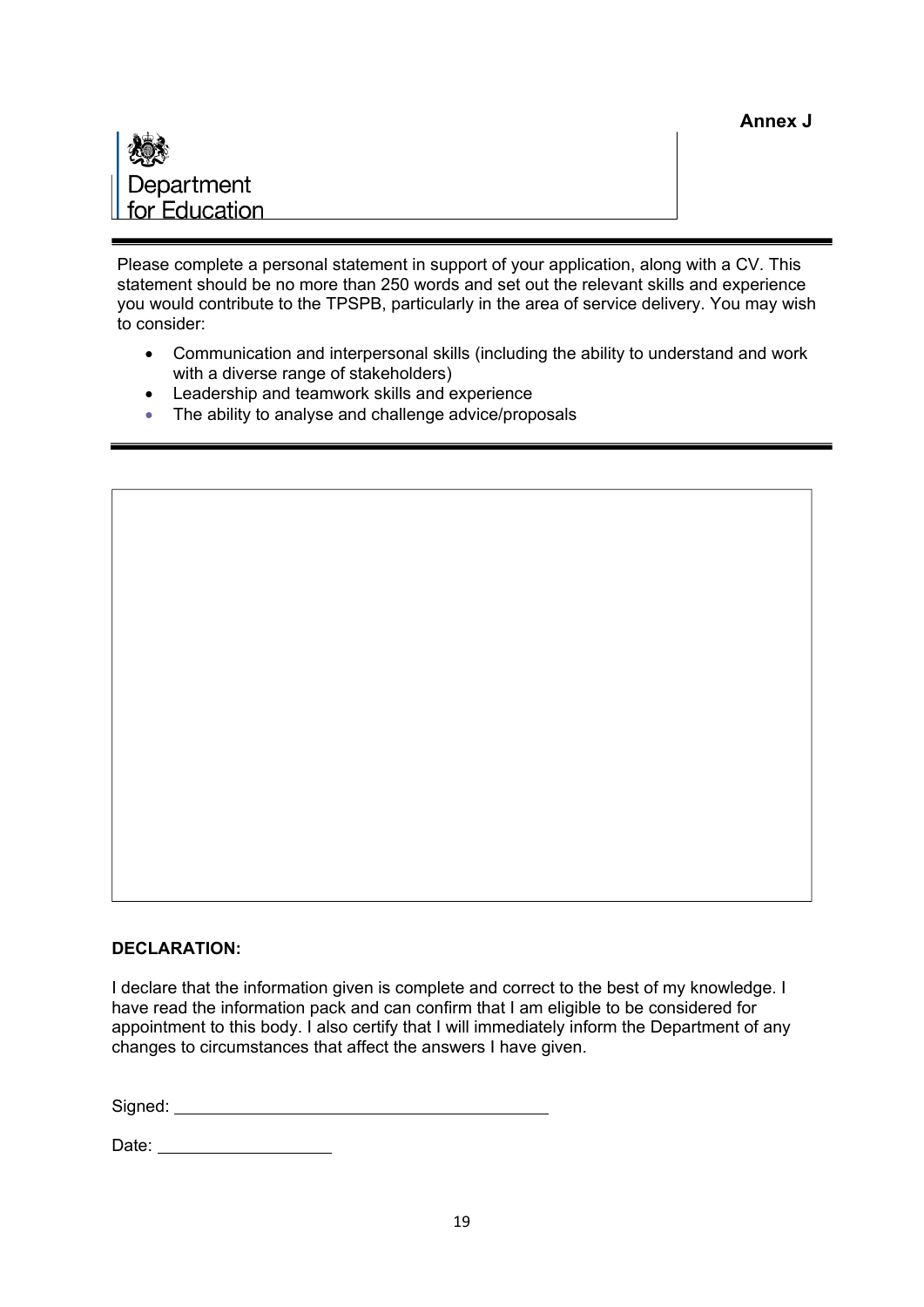**Annex J**

Department for Education

Please complete a personal statement in support of your application, along with a CV. This statement should be no more than 250 words and set out the relevant skills and experience you would contribute to the TPSPB, particularly in the area of service delivery. You may wish to consider:

- Communication and interpersonal skills (including the ability to understand and work with a diverse range of stakeholders)
- Leadership and teamwork skills and experience
- The ability to analyse and challenge advice/proposals

**DECLARATION:**

I declare that the information given is complete and correct to the best of my knowledge. I have read the information pack and can confirm that I am eligible to be considered for appointment to this body. I also certify that I will immediately inform the Department of any changes to circumstances that affect the answers I have given.

Signed: ________________________________________

Date: ____________________